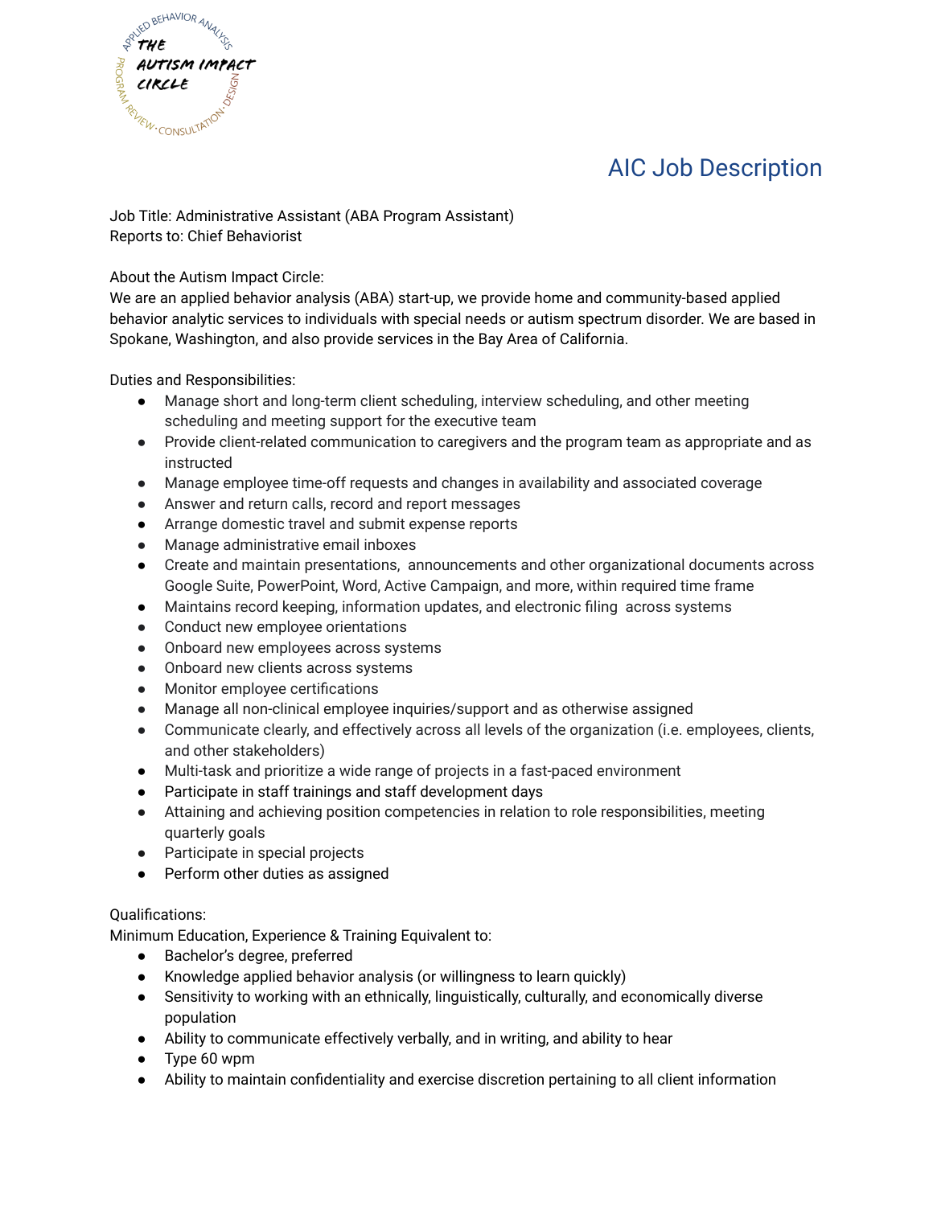# AIC Job Description

Job Title: Administrative Assistant (ABA Program Assistant)
Reports to: Chief Behaviorist

About the Autism Impact Circle:
We are an applied behavior analysis (ABA) start-up, we provide home and community-based applied behavior analytic services to individuals with special needs or autism spectrum disorder. We are based in Spokane, Washington, and also provide services in the Bay Area of California.

Duties and Responsibilities:

- Manage short and long-term client scheduling, interview scheduling, and other meeting scheduling and meeting support for the executive team
- Provide client-related communication to caregivers and the program team as appropriate and as instructed
- Manage employee time-off requests and changes in availability and associated coverage
- Answer and return calls, record and report messages
- Arrange domestic travel and submit expense reports
- Manage administrative email inboxes
- Create and maintain presentations, announcements and other organizational documents across Google Suite, PowerPoint, Word, Active Campaign, and more, within required time frame
- Maintains record keeping, information updates, and electronic filing across systems
- Conduct new employee orientations
- Onboard new employees across systems
- Onboard new clients across systems
- Monitor employee certifications
- Manage all non-clinical employee inquiries/support and as otherwise assigned
- Communicate clearly, and effectively across all levels of the organization (i.e. employees, clients, and other stakeholders)
- Multi-task and prioritize a wide range of projects in a fast-paced environment
- Participate in staff trainings and staff development days
- Attaining and achieving position competencies in relation to role responsibilities, meeting quarterly goals
- Participate in special projects
- Perform other duties as assigned

Qualifications:
Minimum Education, Experience & Training Equivalent to:

- Bachelor's degree, preferred
- Knowledge applied behavior analysis (or willingness to learn quickly)
- Sensitivity to working with an ethnically, linguistically, culturally, and economically diverse population
- Ability to communicate effectively verbally, and in writing, and ability to hear
- Type 60 wpm
- Ability to maintain confidentiality and exercise discretion pertaining to all client information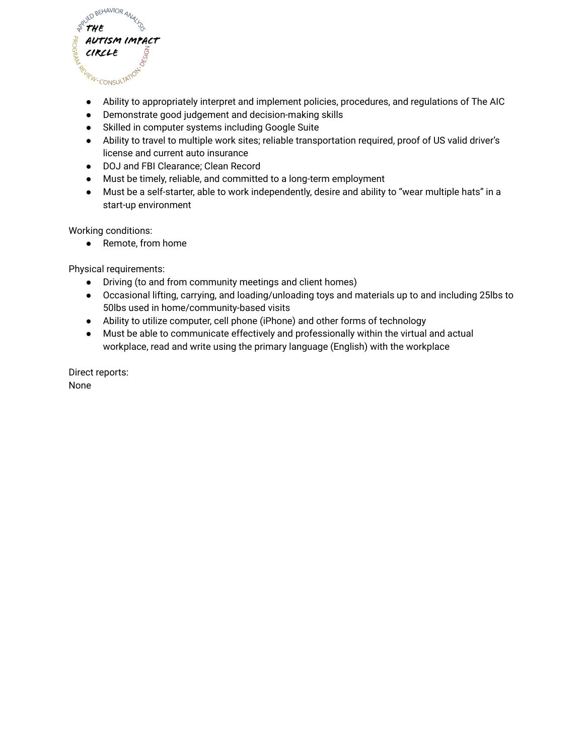- Ability to appropriately interpret and implement policies, procedures, and regulations of The AIC
- Demonstrate good judgement and decision-making skills
- Skilled in computer systems including Google Suite
- Ability to travel to multiple work sites; reliable transportation required, proof of US valid driver's license and current auto insurance
- DOJ and FBI Clearance; Clean Record
- Must be timely, reliable, and committed to a long-term employment
- Must be a self-starter, able to work independently, desire and ability to "wear multiple hats" in a start-up environment

Working conditions:

- Remote, from home

Physical requirements:

- Driving (to and from community meetings and client homes)
- Occasional lifting, carrying, and loading/unloading toys and materials up to and including 25lbs to 50lbs used in home/community-based visits
- Ability to utilize computer, cell phone (iPhone) and other forms of technology
- Must be able to communicate effectively and professionally within the virtual and actual workplace, read and write using the primary language (English) with the workplace

Direct reports:
None